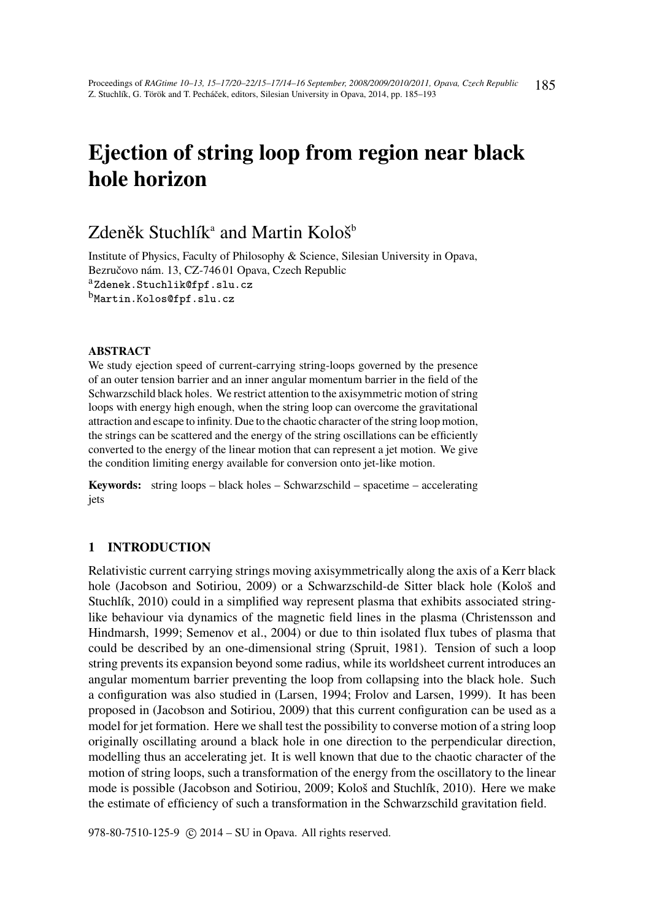# Ejection of string loop from region near black hole horizon

Zdeněk Stuchlík[a] and Martin Kološ[b]

Institute of Physics, Faculty of Philosophy & Science, Silesian University in Opava, Bezručovo nám. 13, CZ-746 01 Opava, Czech Republic

[a] Zdenek.Stuchlik@fpf.slu.cz

[b] Martin.Kolos@fpf.slu.cz

## ABSTRACT

We study ejection speed of current-carrying string-loops governed by the presence of an outer tension barrier and an inner angular momentum barrier in the field of the Schwarzschild black holes. We restrict attention to the axisymmetric motion of string loops with energy high enough, when the string loop can overcome the gravitational attraction and escape to infinity. Due to the chaotic character of the string loop motion, the strings can be scattered and the energy of the string oscillations can be efficiently converted to the energy of the linear motion that can represent a jet motion. We give the condition limiting energy available for conversion onto jet-like motion.

**Keywords:** string loops – black holes – Schwarzschild – spacetime – accelerating jets

## 1 INTRODUCTION

Relativistic current carrying strings moving axisymmetrically along the axis of a Kerr black hole (Jacobson and Sotiriou, 2009) or a Schwarzschild-de Sitter black hole (Kološ and Stuchlík, 2010) could in a simplified way represent plasma that exhibits associated string-like behaviour via dynamics of the magnetic field lines in the plasma (Christensson and Hindmarsh, 1999; Semenov et al., 2004) or due to thin isolated flux tubes of plasma that could be described by an one-dimensional string (Spruit, 1981). Tension of such a loop string prevents its expansion beyond some radius, while its worldsheet current introduces an angular momentum barrier preventing the loop from collapsing into the black hole. Such a configuration was also studied in (Larsen, 1994; Frolov and Larsen, 1999). It has been proposed in (Jacobson and Sotiriou, 2009) that this current configuration can be used as a model for jet formation. Here we shall test the possibility to converse motion of a string loop originally oscillating around a black hole in one direction to the perpendicular direction, modelling thus an accelerating jet. It is well known that due to the chaotic character of the motion of string loops, such a transformation of the energy from the oscillatory to the linear mode is possible (Jacobson and Sotiriou, 2009; Kološ and Stuchlík, 2010). Here we make the estimate of efficiency of such a transformation in the Schwarzschild gravitation field.

978-80-7510-125-9 © 2014 – SU in Opava. All rights reserved.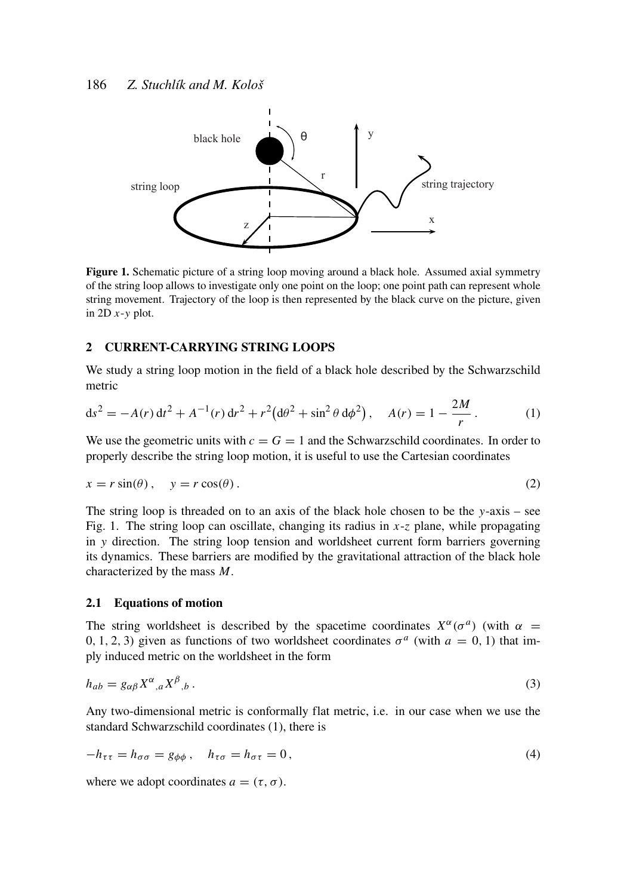**Figure 1.** Schematic picture of a string loop moving around a black hole. Assumed axial symmetry of the string loop allows to investigate only one point on the loop; one point path can represent whole string movement. Trajectory of the loop is then represented by the black curve on the picture, given in 2D $x$-$y$ plot.

## 2 CURRENT-CARRYING STRING LOOPS

We study a string loop motion in the field of a black hole described by the Schwarzschild metric

$$\mathrm{d}s^2 = -A(r)\,\mathrm{d}t^2 + A^{-1}(r)\,\mathrm{d}r^2 + r^2\big(\mathrm{d}\theta^2 + \sin^2\theta\,\mathrm{d}\phi^2\big)\,, \quad A(r) = 1 - \frac{2M}{r}\,. \tag{1}$$

We use the geometric units with $c = G = 1$ and the Schwarzschild coordinates. In order to properly describe the string loop motion, it is useful to use the Cartesian coordinates

$$x = r\sin(\theta)\,, \quad y = r\cos(\theta)\,. \tag{2}$$

The string loop is threaded on to an axis of the black hole chosen to be the $y$-axis – see Fig. 1. The string loop can oscillate, changing its radius in $x$-$z$ plane, while propagating in $y$ direction. The string loop tension and worldsheet current form barriers governing its dynamics. These barriers are modified by the gravitational attraction of the black hole characterized by the mass $M$.

### 2.1 Equations of motion

The string worldsheet is described by the spacetime coordinates $X^\alpha(\sigma^a)$ (with $\alpha = 0, 1, 2, 3$) given as functions of two worldsheet coordinates $\sigma^a$ (with $a = 0, 1$) that imply induced metric on the worldsheet in the form

$$h_{ab} = g_{\alpha\beta}X^\alpha{}_{,a}X^\beta{}_{,b}\,. \tag{3}$$

Any two-dimensional metric is conformally flat metric, i.e. in our case when we use the standard Schwarzschild coordinates (1), there is

$$-h_{\tau\tau} = h_{\sigma\sigma} = g_{\phi\phi}\,, \quad h_{\tau\sigma} = h_{\sigma\tau} = 0\,, \tag{4}$$

where we adopt coordinates $a = (\tau, \sigma)$.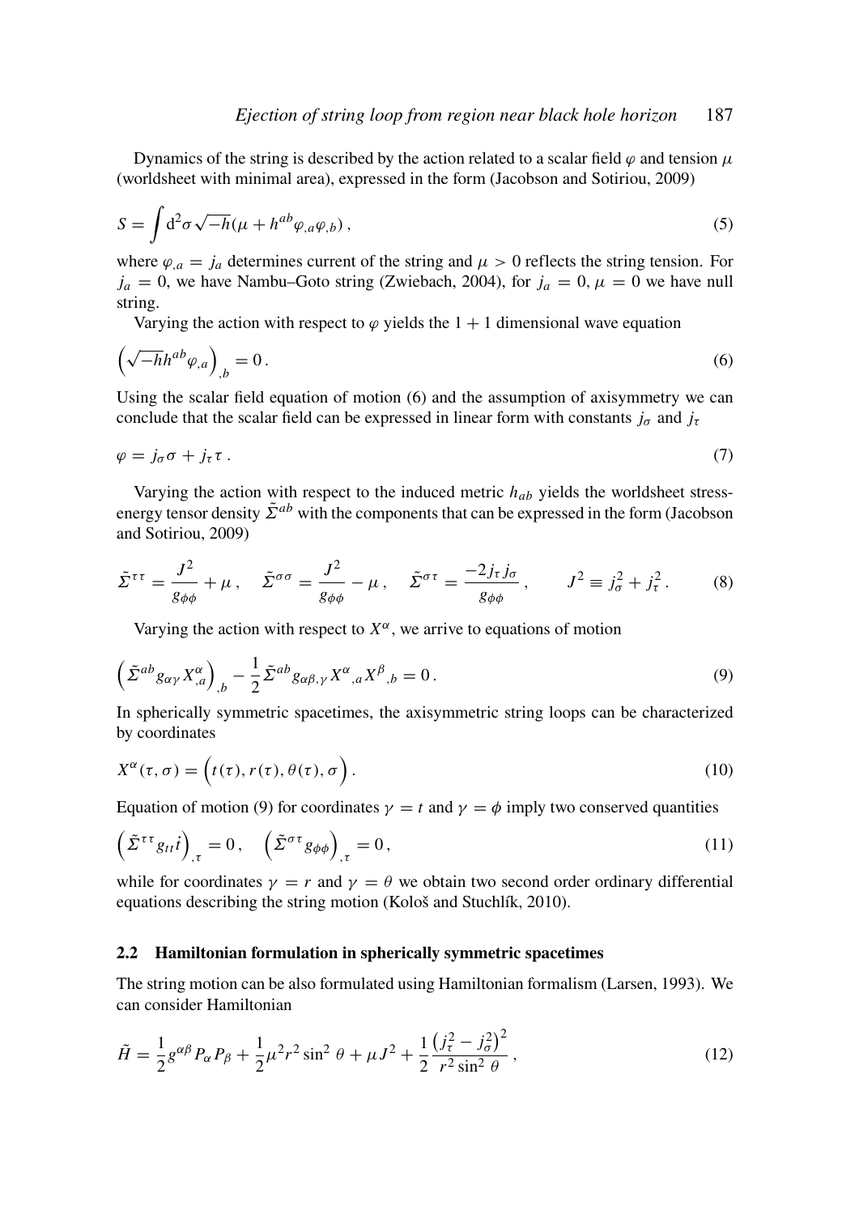Dynamics of the string is described by the action related to a scalar field $\varphi$ and tension $\mu$ (worldsheet with minimal area), expressed in the form (Jacobson and Sotiriou, 2009)

$$S = \int \mathrm{d}^2\sigma \sqrt{-h}(\mu + h^{ab}\varphi_{,a}\varphi_{,b}) \,, \tag{5}$$

where $\varphi_{,a} = j_a$ determines current of the string and $\mu > 0$ reflects the string tension. For $j_a = 0$, we have Nambu–Goto string (Zwiebach, 2004), for $j_a = 0, \mu = 0$ we have null string.

Varying the action with respect to $\varphi$ yields the $1+1$ dimensional wave equation

$$\left(\sqrt{-h}h^{ab}\varphi_{,a}\right)_{,b} = 0 \,. \tag{6}$$

Using the scalar field equation of motion (6) and the assumption of axisymmetry we can conclude that the scalar field can be expressed in linear form with constants $j_\sigma$ and $j_\tau$

$$\varphi = j_\sigma \sigma + j_\tau \tau \,. \tag{7}$$

Varying the action with respect to the induced metric $h_{ab}$ yields the worldsheet stress-energy tensor density $\tilde{\Sigma}^{ab}$ with the components that can be expressed in the form (Jacobson and Sotiriou, 2009)

$$\tilde{\Sigma}^{\tau\tau} = \frac{J^2}{g_{\phi\phi}} + \mu \,, \quad \tilde{\Sigma}^{\sigma\sigma} = \frac{J^2}{g_{\phi\phi}} - \mu \,, \quad \tilde{\Sigma}^{\sigma\tau} = \frac{-2j_\tau j_\sigma}{g_{\phi\phi}} \,, \qquad J^2 \equiv j_\sigma^2 + j_\tau^2 \,. \tag{8}$$

Varying the action with respect to $X^\alpha$, we arrive to equations of motion

$$\left(\tilde{\Sigma}^{ab} g_{\alpha\gamma} X^\alpha_{,a}\right)_{,b} - \frac{1}{2}\tilde{\Sigma}^{ab} g_{\alpha\beta,\gamma} X^\alpha{}_{,a} X^\beta{}_{,b} = 0 \,. \tag{9}$$

In spherically symmetric spacetimes, the axisymmetric string loops can be characterized by coordinates

$$X^\alpha(\tau, \sigma) = \Big(t(\tau), r(\tau), \theta(\tau), \sigma\Big) \,. \tag{10}$$

Equation of motion (9) for coordinates $\gamma = t$ and $\gamma = \phi$ imply two conserved quantities

$$\left(\tilde{\Sigma}^{\tau\tau} g_{tt} \dot{t}\right)_{,\tau} = 0 \,, \quad \left(\tilde{\Sigma}^{\sigma\tau} g_{\phi\phi}\right)_{,\tau} = 0 \,, \tag{11}$$

while for coordinates $\gamma = r$ and $\gamma = \theta$ we obtain two second order ordinary differential equations describing the string motion (Kološ and Stuchlík, 2010).

### 2.2 Hamiltonian formulation in spherically symmetric spacetimes

The string motion can be also formulated using Hamiltonian formalism (Larsen, 1993). We can consider Hamiltonian

$$\tilde{H} = \frac{1}{2} g^{\alpha\beta} P_\alpha P_\beta + \frac{1}{2}\mu^2 r^2 \sin^2\theta + \mu J^2 + \frac{1}{2}\frac{\left(j_\tau^2 - j_\sigma^2\right)^2}{r^2 \sin^2\theta} \,, \tag{12}$$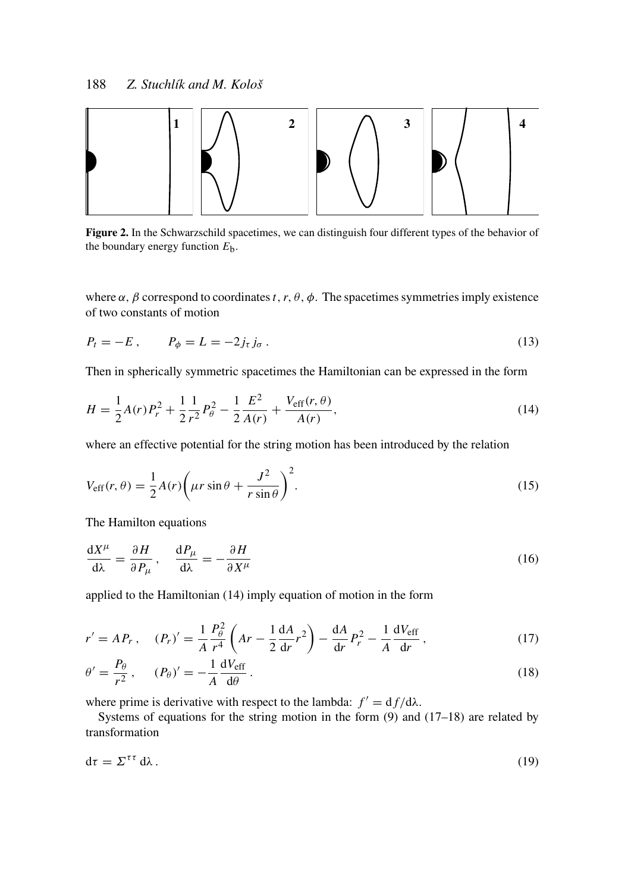**Figure 2.** In the Schwarzschild spacetimes, we can distinguish four different types of the behavior of the boundary energy function $E_\mathrm{b}$.

where $\alpha$, $\beta$ correspond to coordinates $t$, $r$, $\theta$, $\phi$. The spacetimes symmetries imply existence of two constants of motion

$$P_t = -E\,, \qquad P_\phi = L = -2 j_\tau j_\sigma\,. \tag{13}$$

Then in spherically symmetric spacetimes the Hamiltonian can be expressed in the form

$$H = \frac{1}{2}A(r)P_r^2 + \frac{1}{2}\frac{1}{r^2}P_\theta^2 - \frac{1}{2}\frac{E^2}{A(r)} + \frac{V_\mathrm{eff}(r,\theta)}{A(r)}, \tag{14}$$

where an effective potential for the string motion has been introduced by the relation

$$V_\mathrm{eff}(r,\theta) = \frac{1}{2}A(r)\left(\mu r \sin\theta + \frac{J^2}{r\sin\theta}\right)^2. \tag{15}$$

The Hamilton equations

$$\frac{\mathrm{d}X^\mu}{\mathrm{d}\lambda} = \frac{\partial H}{\partial P_\mu}\,, \quad \frac{\mathrm{d}P_\mu}{\mathrm{d}\lambda} = -\frac{\partial H}{\partial X^\mu} \tag{16}$$

applied to the Hamiltonian (14) imply equation of motion in the form

$$r' = AP_r\,, \quad (P_r)' = \frac{1}{A}\frac{P_\theta^2}{r^4}\left(Ar - \frac{1}{2}\frac{\mathrm{d}A}{\mathrm{d}r}r^2\right) - \frac{\mathrm{d}A}{\mathrm{d}r}P_r^2 - \frac{1}{A}\frac{\mathrm{d}V_\mathrm{eff}}{\mathrm{d}r}\,, \tag{17}$$

$$\theta' = \frac{P_\theta}{r^2}\,, \quad (P_\theta)' = -\frac{1}{A}\frac{\mathrm{d}V_\mathrm{eff}}{\mathrm{d}\theta}\,. \tag{18}$$

where prime is derivative with respect to the lambda: $f' = \mathrm{d}f/\mathrm{d}\lambda$.

Systems of equations for the string motion in the form (9) and (17–18) are related by transformation

$$\mathrm{d}\tau = \Sigma^{\tau\tau}\,\mathrm{d}\lambda\,. \tag{19}$$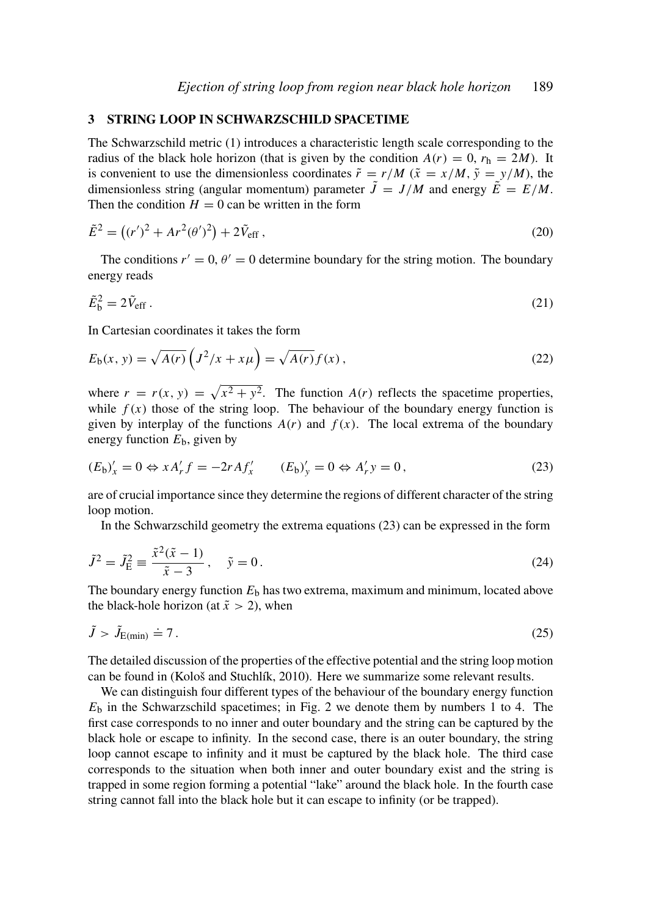## 3 STRING LOOP IN SCHWARZSCHILD SPACETIME

The Schwarzschild metric (1) introduces a characteristic length scale corresponding to the radius of the black hole horizon (that is given by the condition $A(r) = 0$, $r_\mathrm{h} = 2M$). It is convenient to use the dimensionless coordinates $\tilde{r} = r/M$ ($\tilde{x} = x/M$, $\tilde{y} = y/M$), the dimensionless string (angular momentum) parameter $\tilde{J} = J/M$ and energy $\tilde{E} = E/M$. Then the condition $H = 0$ can be written in the form

$$\tilde{E}^2 = \left((r')^2 + Ar^2(\theta')^2\right) + 2\tilde{V}_\mathrm{eff}\,, \tag{20}$$

The conditions $r' = 0$, $\theta' = 0$ determine boundary for the string motion. The boundary energy reads

$$\tilde{E}_\mathrm{b}^2 = 2\tilde{V}_\mathrm{eff}\,. \tag{21}$$

In Cartesian coordinates it takes the form

$$E_\mathrm{b}(x, y) = \sqrt{A(r)}\left(J^2/x + x\mu\right) = \sqrt{A(r)}\,f(x)\,, \tag{22}$$

where $r = r(x, y) = \sqrt{x^2 + y^2}$. The function $A(r)$ reflects the spacetime properties, while $f(x)$ those of the string loop. The behaviour of the boundary energy function is given by interplay of the functions $A(r)$ and $f(x)$. The local extrema of the boundary energy function $E_\mathrm{b}$, given by

$$(E_\mathrm{b})'_x = 0 \Leftrightarrow xA'_r f = -2rAf'_x \qquad (E_\mathrm{b})'_y = 0 \Leftrightarrow A'_r y = 0\,, \tag{23}$$

are of crucial importance since they determine the regions of different character of the string loop motion.

In the Schwarzschild geometry the extrema equations (23) can be expressed in the form

$$\tilde{J}^2 = \tilde{J}_\mathrm{E}^2 \equiv \frac{\tilde{x}^2(\tilde{x} - 1)}{\tilde{x} - 3}\,, \quad \tilde{y} = 0\,. \tag{24}$$

The boundary energy function $E_\mathrm{b}$ has two extrema, maximum and minimum, located above the black-hole horizon (at $\tilde{x} > 2$), when

$$\tilde{J} > \tilde{J}_{\mathrm{E(min)}} \doteq 7\,. \tag{25}$$

The detailed discussion of the properties of the effective potential and the string loop motion can be found in (Kološ and Stuchlík, 2010). Here we summarize some relevant results.

We can distinguish four different types of the behaviour of the boundary energy function $E_\mathrm{b}$ in the Schwarzschild spacetimes; in Fig. 2 we denote them by numbers 1 to 4. The first case corresponds to no inner and outer boundary and the string can be captured by the black hole or escape to infinity. In the second case, there is an outer boundary, the string loop cannot escape to infinity and it must be captured by the black hole. The third case corresponds to the situation when both inner and outer boundary exist and the string is trapped in some region forming a potential "lake" around the black hole. In the fourth case string cannot fall into the black hole but it can escape to infinity (or be trapped).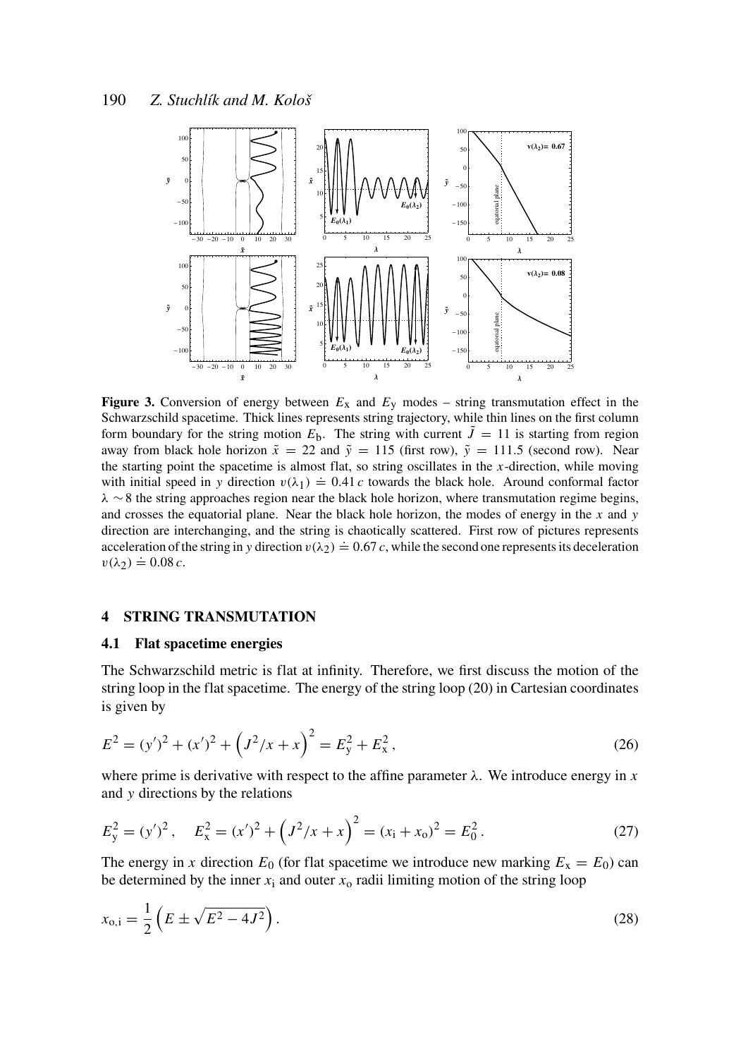**Figure 3.** Conversion of energy between $E_\mathrm{x}$ and $E_\mathrm{y}$ modes – string transmutation effect in the Schwarzschild spacetime. Thick lines represents string trajectory, while thin lines on the first column form boundary for the string motion $E_\mathrm{b}$. The string with current $\tilde{J} = 11$ is starting from region away from black hole horizon $\tilde{x} = 22$ and $\tilde{y} = 115$ (first row), $\tilde{y} = 111.5$ (second row). Near the starting point the spacetime is almost flat, so string oscillates in the $x$-direction, while moving with initial speed in $y$ direction $v(\lambda_1) \doteq 0.41\,c$ towards the black hole. Around conformal factor $\lambda \sim 8$ the string approaches region near the black hole horizon, where transmutation regime begins, and crosses the equatorial plane. Near the black hole horizon, the modes of energy in the $x$ and $y$ direction are interchanging, and the string is chaotically scattered. First row of pictures represents acceleration of the string in $y$ direction $v(\lambda_2) \doteq 0.67\,c$, while the second one represents its deceleration $v(\lambda_2) \doteq 0.08\,c$.

## 4 STRING TRANSMUTATION

### 4.1 Flat spacetime energies

The Schwarzschild metric is flat at infinity. Therefore, we first discuss the motion of the string loop in the flat spacetime. The energy of the string loop (20) in Cartesian coordinates is given by

$$E^2 = (y')^2 + (x')^2 + \left(J^2/x + x\right)^2 = E_\mathrm{y}^2 + E_\mathrm{x}^2\,, \tag{26}$$

where prime is derivative with respect to the affine parameter $\lambda$. We introduce energy in $x$ and $y$ directions by the relations

$$E_\mathrm{y}^2 = (y')^2\,, \quad E_\mathrm{x}^2 = (x')^2 + \left(J^2/x + x\right)^2 = (x_\mathrm{i} + x_\mathrm{o})^2 = E_0^2\,. \tag{27}$$

The energy in $x$ direction $E_0$ (for flat spacetime we introduce new marking $E_\mathrm{x} = E_0$) can be determined by the inner $x_\mathrm{i}$ and outer $x_\mathrm{o}$ radii limiting motion of the string loop

$$x_\mathrm{o,i} = \frac{1}{2}\left(E \pm \sqrt{E^2 - 4J^2}\right). \tag{28}$$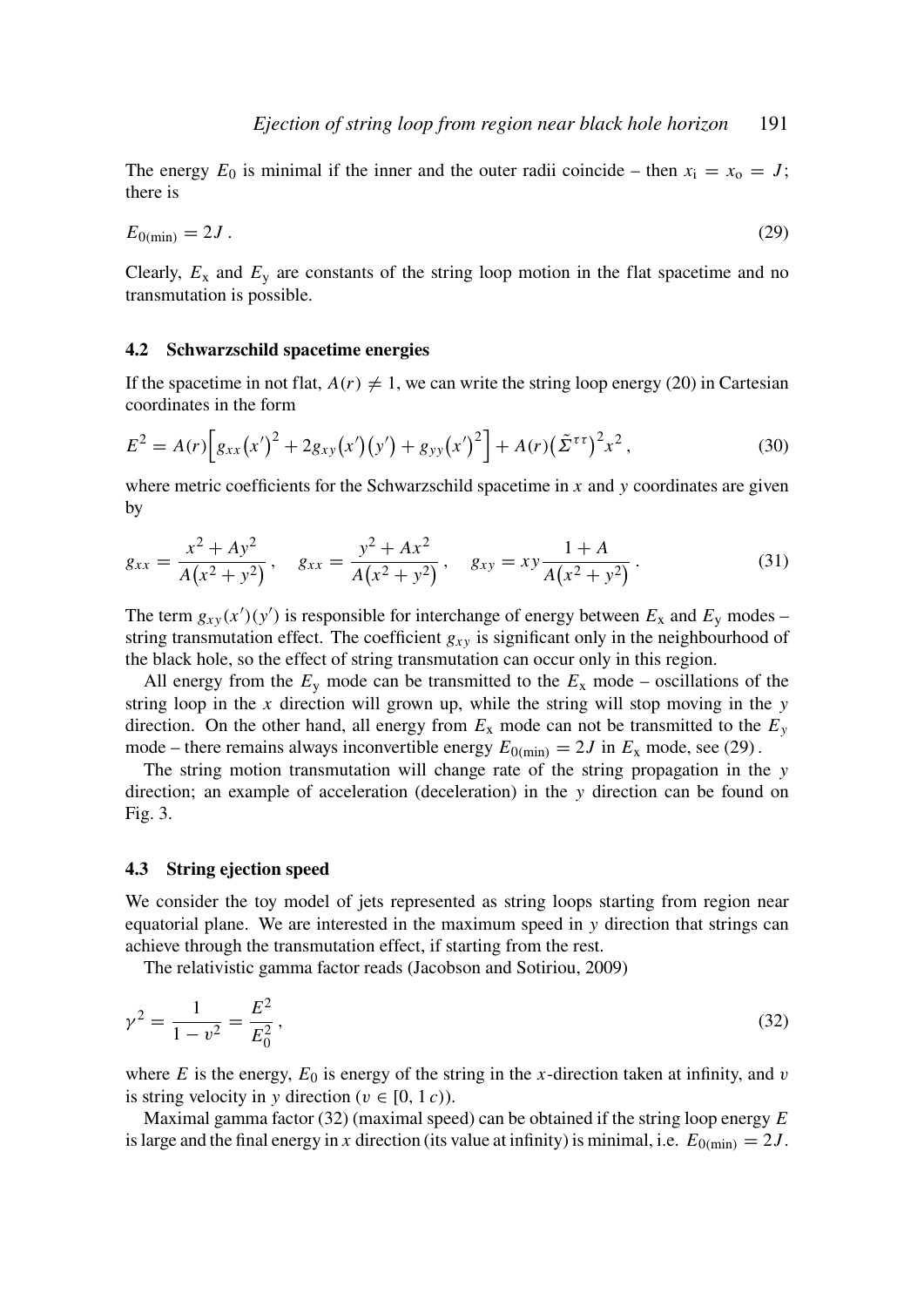The energy $E_0$ is minimal if the inner and the outer radii coincide – then $x_\mathrm{i} = x_\mathrm{o} = J$; there is

$$E_{0(\min)} = 2J\,. \tag{29}$$

Clearly, $E_\mathrm{x}$ and $E_\mathrm{y}$ are constants of the string loop motion in the flat spacetime and no transmutation is possible.

### 4.2 Schwarzschild spacetime energies

If the spacetime in not flat, $A(r) \neq 1$, we can write the string loop energy (20) in Cartesian coordinates in the form

$$E^2 = A(r)\Big[g_{xx}\big(x'\big)^2 + 2g_{xy}\big(x'\big)\big(y'\big) + g_{yy}\big(x'\big)^2\Big] + A(r)\big(\tilde{\Sigma}^{\tau\tau}\big)^2 x^2\,, \tag{30}$$

where metric coefficients for the Schwarzschild spacetime in $x$ and $y$ coordinates are given by

$$g_{xx} = \frac{x^2 + Ay^2}{A\big(x^2+y^2\big)}\,, \quad g_{xx} = \frac{y^2 + Ax^2}{A\big(x^2+y^2\big)}\,, \quad g_{xy} = xy\frac{1+A}{A\big(x^2+y^2\big)}\,. \tag{31}$$

The term $g_{xy}(x')(y')$ is responsible for interchange of energy between $E_\mathrm{x}$ and $E_\mathrm{y}$ modes – string transmutation effect. The coefficient $g_{xy}$ is significant only in the neighbourhood of the black hole, so the effect of string transmutation can occur only in this region.

All energy from the $E_\mathrm{y}$ mode can be transmitted to the $E_\mathrm{x}$ mode – oscillations of the string loop in the $x$ direction will grown up, while the string will stop moving in the $y$ direction. On the other hand, all energy from $E_\mathrm{x}$ mode can not be transmitted to the $E_y$ mode – there remains always inconvertible energy $E_{0(\min)} = 2J$ in $E_\mathrm{x}$ mode, see (29).

The string motion transmutation will change rate of the string propagation in the $y$ direction; an example of acceleration (deceleration) in the $y$ direction can be found on Fig. 3.

### 4.3 String ejection speed

We consider the toy model of jets represented as string loops starting from region near equatorial plane. We are interested in the maximum speed in $y$ direction that strings can achieve through the transmutation effect, if starting from the rest.

The relativistic gamma factor reads (Jacobson and Sotiriou, 2009)

$$\gamma^2 = \frac{1}{1-v^2} = \frac{E^2}{E_0^2}\,, \tag{32}$$

where $E$ is the energy, $E_0$ is energy of the string in the $x$-direction taken at infinity, and $v$ is string velocity in $y$ direction ($v \in [0, 1\,c)$).

Maximal gamma factor (32) (maximal speed) can be obtained if the string loop energy $E$ is large and the final energy in $x$ direction (its value at infinity) is minimal, i.e. $E_{0(\min)} = 2J$.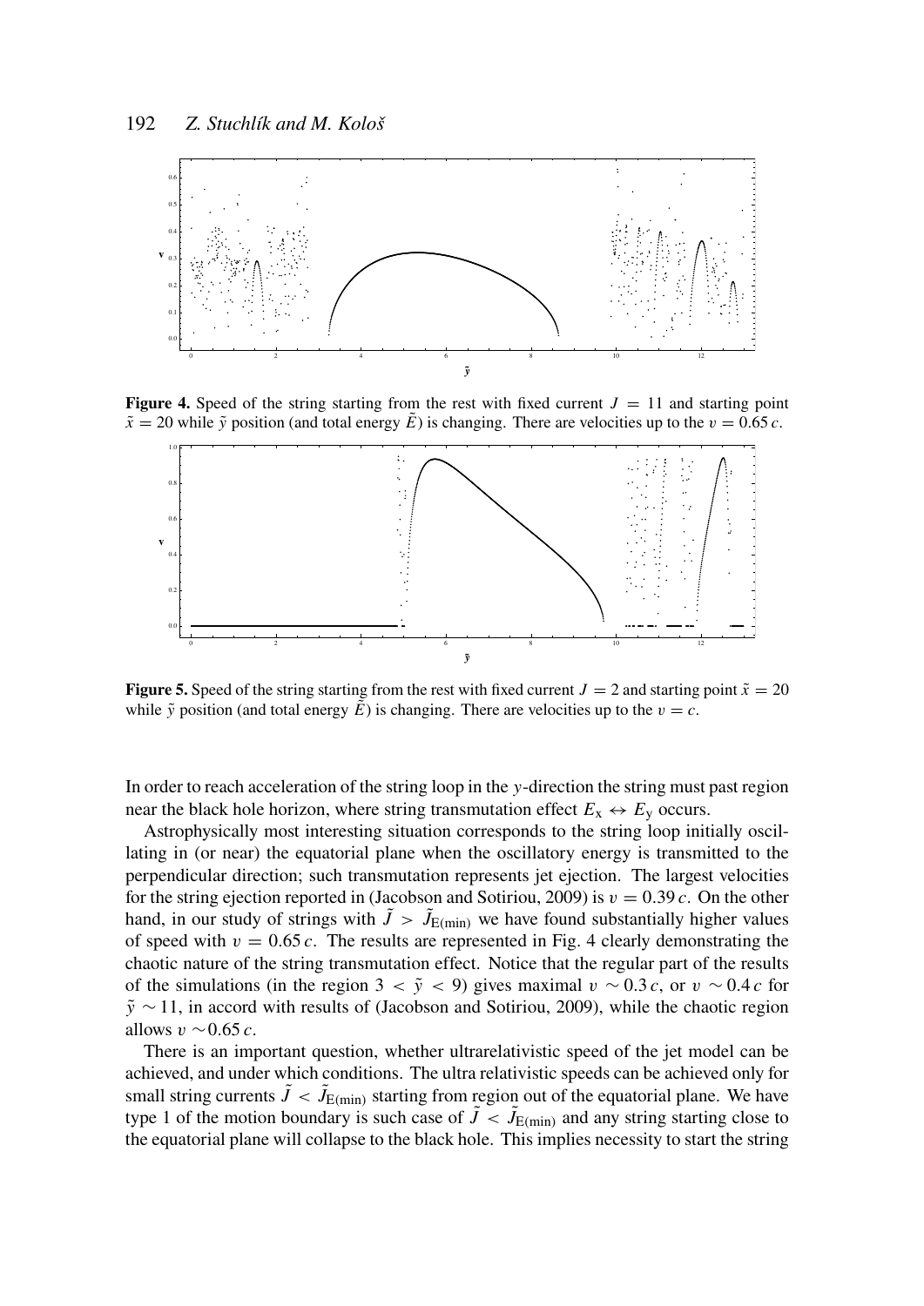**Figure 4.** Speed of the string starting from the rest with fixed current $J = 11$ and starting point $\tilde{x} = 20$ while $\tilde{y}$ position (and total energy $\tilde{E}$) is changing. There are velocities up to the $v = 0.65\,c$.

**Figure 5.** Speed of the string starting from the rest with fixed current $J = 2$ and starting point $\tilde{x} = 20$ while $\tilde{y}$ position (and total energy $\tilde{E}$) is changing. There are velocities up to the $v = c$.

In order to reach acceleration of the string loop in the $y$-direction the string must past region near the black hole horizon, where string transmutation effect $E_x \leftrightarrow E_y$ occurs.

Astrophysically most interesting situation corresponds to the string loop initially oscillating in (or near) the equatorial plane when the oscillatory energy is transmitted to the perpendicular direction; such transmutation represents jet ejection. The largest velocities for the string ejection reported in (Jacobson and Sotiriou, 2009) is $v = 0.39\,c$. On the other hand, in our study of strings with $\tilde{J} > \tilde{J}_{\mathrm{E(min)}}$ we have found substantially higher values of speed with $v = 0.65\,c$. The results are represented in Fig. 4 clearly demonstrating the chaotic nature of the string transmutation effect. Notice that the regular part of the results of the simulations (in the region $3 < \tilde{y} < 9$) gives maximal $v \sim 0.3\,c$, or $v \sim 0.4\,c$ for $\tilde{y} \sim 11$, in accord with results of (Jacobson and Sotiriou, 2009), while the chaotic region allows $v \sim 0.65\,c$.

There is an important question, whether ultrarelativistic speed of the jet model can be achieved, and under which conditions. The ultra relativistic speeds can be achieved only for small string currents $\tilde{J} < \tilde{J}_{\mathrm{E(min)}}$ starting from region out of the equatorial plane. We have type 1 of the motion boundary is such case of $\tilde{J} < \tilde{J}_{\mathrm{E(min)}}$ and any string starting close to the equatorial plane will collapse to the black hole. This implies necessity to start the string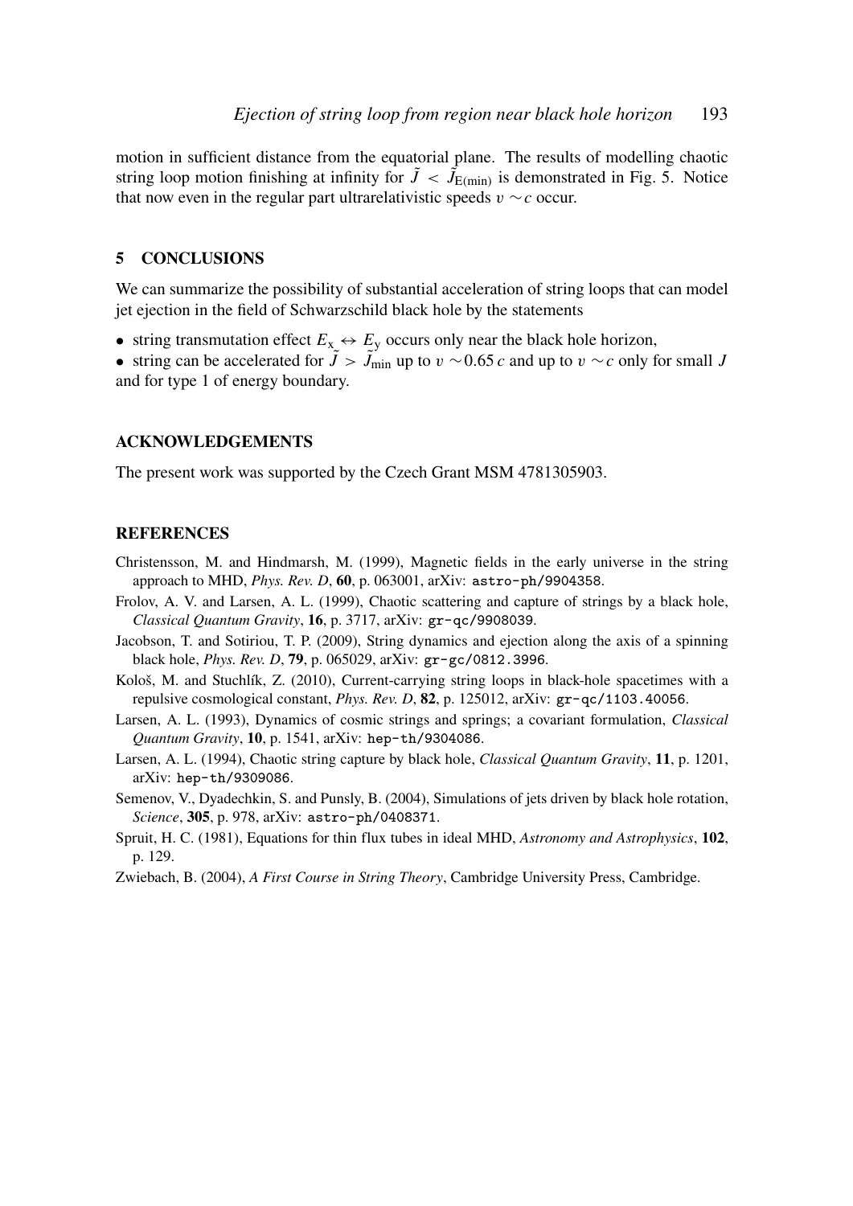motion in sufficient distance from the equatorial plane. The results of modelling chaotic string loop motion finishing at infinity for $\tilde{J} < \tilde{J}_{\mathrm{E(min)}}$ is demonstrated in Fig. 5. Notice that now even in the regular part ultrarelativistic speeds $v \sim c$ occur.

## 5 CONCLUSIONS

We can summarize the possibility of substantial acceleration of string loops that can model jet ejection in the field of Schwarzschild black hole by the statements

- string transmutation effect $E_{\mathrm{x}} \leftrightarrow E_{\mathrm{y}}$ occurs only near the black hole horizon,
- string can be accelerated for $\tilde{J} > \tilde{J}_{\mathrm{min}}$ up to $v \sim 0.65\,c$ and up to $v \sim c$ only for small $J$ and for type 1 of energy boundary.

## ACKNOWLEDGEMENTS

The present work was supported by the Czech Grant MSM 4781305903.

## REFERENCES

Christensson, M. and Hindmarsh, M. (1999), Magnetic fields in the early universe in the string approach to MHD, *Phys. Rev. D*, **60**, p. 063001, arXiv: astro-ph/9904358.

Frolov, A. V. and Larsen, A. L. (1999), Chaotic scattering and capture of strings by a black hole, *Classical Quantum Gravity*, **16**, p. 3717, arXiv: gr-qc/9908039.

Jacobson, T. and Sotiriou, T. P. (2009), String dynamics and ejection along the axis of a spinning black hole, *Phys. Rev. D*, **79**, p. 065029, arXiv: gr-gc/0812.3996.

Kološ, M. and Stuchlík, Z. (2010), Current-carrying string loops in black-hole spacetimes with a repulsive cosmological constant, *Phys. Rev. D*, **82**, p. 125012, arXiv: gr-qc/1103.40056.

Larsen, A. L. (1993), Dynamics of cosmic strings and springs; a covariant formulation, *Classical Quantum Gravity*, **10**, p. 1541, arXiv: hep-th/9304086.

Larsen, A. L. (1994), Chaotic string capture by black hole, *Classical Quantum Gravity*, **11**, p. 1201, arXiv: hep-th/9309086.

Semenov, V., Dyadechkin, S. and Punsly, B. (2004), Simulations of jets driven by black hole rotation, *Science*, **305**, p. 978, arXiv: astro-ph/0408371.

Spruit, H. C. (1981), Equations for thin flux tubes in ideal MHD, *Astronomy and Astrophysics*, **102**, p. 129.

Zwiebach, B. (2004), *A First Course in String Theory*, Cambridge University Press, Cambridge.